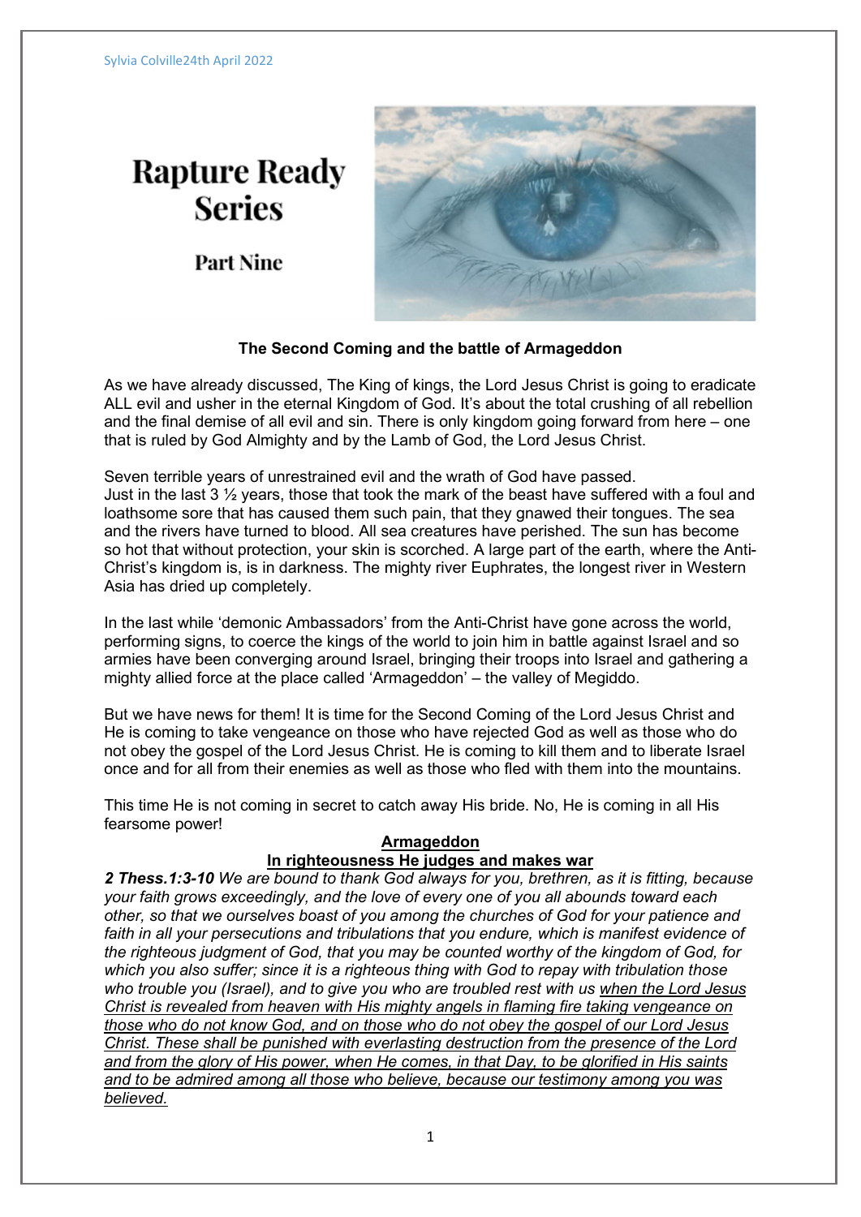Sylvia Colville24th April 2022

# Rapture Ready Series

## Part Nine

### The Second Coming and the battle of Armageddon

As we have already discussed, The King of kings, the Lord Jesus Christ is going to eradicate ALL evil and usher in the eternal Kingdom of God. It's about the total crushing of all rebellion and the final demise of all evil and sin. There is only kingdom going forward from here – one that is ruled by God Almighty and by the Lamb of God, the Lord Jesus Christ.

Seven terrible years of unrestrained evil and the wrath of God have passed.
Just in the last 3 ½ years, those that took the mark of the beast have suffered with a foul and loathsome sore that has caused them such pain, that they gnawed their tongues. The sea and the rivers have turned to blood. All sea creatures have perished. The sun has become so hot that without protection, your skin is scorched. A large part of the earth, where the Anti-Christ's kingdom is, is in darkness. The mighty river Euphrates, the longest river in Western Asia has dried up completely.

In the last while 'demonic Ambassadors' from the Anti-Christ have gone across the world, performing signs, to coerce the kings of the world to join him in battle against Israel and so armies have been converging around Israel, bringing their troops into Israel and gathering a mighty allied force at the place called 'Armageddon' – the valley of Megiddo.

But we have news for them! It is time for the Second Coming of the Lord Jesus Christ and He is coming to take vengeance on those who have rejected God as well as those who do not obey the gospel of the Lord Jesus Christ. He is coming to kill them and to liberate Israel once and for all from their enemies as well as those who fled with them into the mountains.

This time He is not coming in secret to catch away His bride. No, He is coming in all His fearsome power!

**<u>Armageddon</u>**

**<u>In righteousness He judges and makes war</u>**

***2 Thess.1:3-10*** *We are bound to thank God always for you, brethren, as it is fitting, because your faith grows exceedingly, and the love of every one of you all abounds toward each other, so that we ourselves boast of you among the churches of God for your patience and faith in all your persecutions and tribulations that you endure, which is manifest evidence of the righteous judgment of God, that you may be counted worthy of the kingdom of God, for which you also suffer; since it is a righteous thing with God to repay with tribulation those who trouble you (Israel), and to give you who are troubled rest with us <u>when the Lord Jesus Christ is revealed from heaven with His mighty angels in flaming fire taking vengeance on those who do not know God, and on those who do not obey the gospel of our Lord Jesus Christ. These shall be punished with everlasting destruction from the presence of the Lord and from the glory of His power, when He comes, in that Day, to be glorified in His saints and to be admired among all those who believe, because our testimony among you was believed.</u>*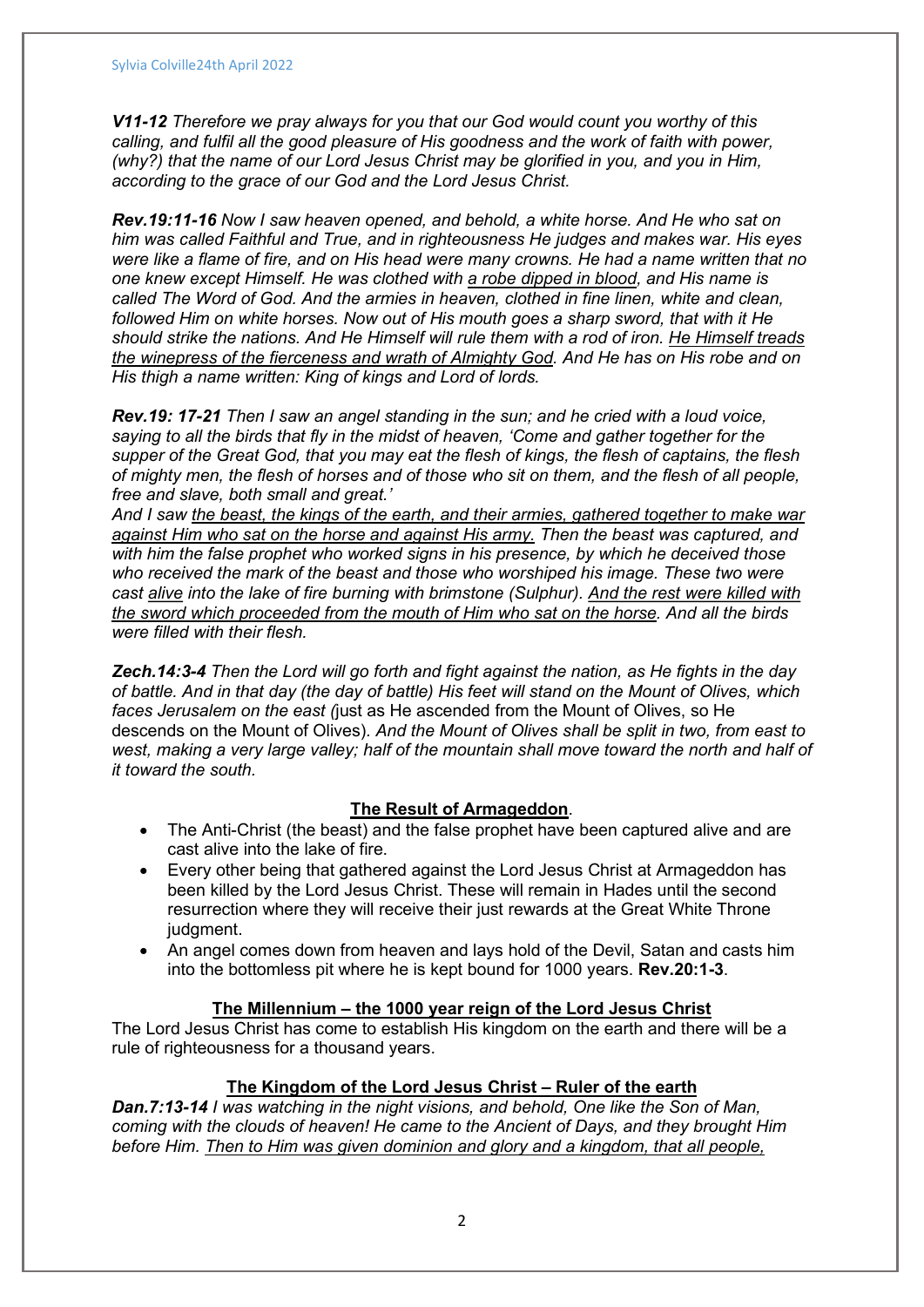***V11-12*** *Therefore we pray always for you that our God would count you worthy of this calling, and fulfil all the good pleasure of His goodness and the work of faith with power, (why?) that the name of our Lord Jesus Christ may be glorified in you, and you in Him, according to the grace of our God and the Lord Jesus Christ.*

***Rev.19:11-16*** *Now I saw heaven opened, and behold, a white horse. And He who sat on him was called Faithful and True, and in righteousness He judges and makes war. His eyes were like a flame of fire, and on His head were many crowns. He had a name written that no one knew except Himself. He was clothed with <u>a robe dipped in blood</u>, and His name is called The Word of God. And the armies in heaven, clothed in fine linen, white and clean, followed Him on white horses. Now out of His mouth goes a sharp sword, that with it He should strike the nations. And He Himself will rule them with a rod of iron. <u>He Himself treads the winepress of the fierceness and wrath of Almighty God</u>. And He has on His robe and on His thigh a name written: King of kings and Lord of lords.*

***Rev.19: 17-21*** *Then I saw an angel standing in the sun; and he cried with a loud voice, saying to all the birds that fly in the midst of heaven, 'Come and gather together for the supper of the Great God, that you may eat the flesh of kings, the flesh of captains, the flesh of mighty men, the flesh of horses and of those who sit on them, and the flesh of all people, free and slave, both small and great.'*
*And I saw <u>the beast, the kings of the earth, and their armies, gathered together to make war against Him who sat on the horse and against His army.</u> Then the beast was captured, and with him the false prophet who worked signs in his presence, by which he deceived those who received the mark of the beast and those who worshiped his image. These two were cast <u>alive</u> into the lake of fire burning with brimstone (Sulphur). <u>And the rest were killed with the sword which proceeded from the mouth of Him who sat on the horse</u>. And all the birds were filled with their flesh.*

***Zech.14:3-4*** *Then the Lord will go forth and fight against the nation, as He fights in the day of battle. And in that day (the day of battle) His feet will stand on the Mount of Olives, which faces Jerusalem on the east (*just as He ascended from the Mount of Olives, so He descends on the Mount of Olives). *And the Mount of Olives shall be split in two, from east to west, making a very large valley; half of the mountain shall move toward the north and half of it toward the south.*

## <u>The Result of Armageddon</u>.

- The Anti-Christ (the beast) and the false prophet have been captured alive and are cast alive into the lake of fire.
- Every other being that gathered against the Lord Jesus Christ at Armageddon has been killed by the Lord Jesus Christ. These will remain in Hades until the second resurrection where they will receive their just rewards at the Great White Throne judgment.
- An angel comes down from heaven and lays hold of the Devil, Satan and casts him into the bottomless pit where he is kept bound for 1000 years. **Rev.20:1-3**.

## <u>The Millennium – the 1000 year reign of the Lord Jesus Christ</u>

The Lord Jesus Christ has come to establish His kingdom on the earth and there will be a rule of righteousness for a thousand years.

## <u>The Kingdom of the Lord Jesus Christ – Ruler of the earth</u>

***Dan.7:13-14*** *I was watching in the night visions, and behold, One like the Son of Man, coming with the clouds of heaven! He came to the Ancient of Days, and they brought Him before Him. <u>Then to Him was given dominion and glory and a kingdom, that all people,</u>*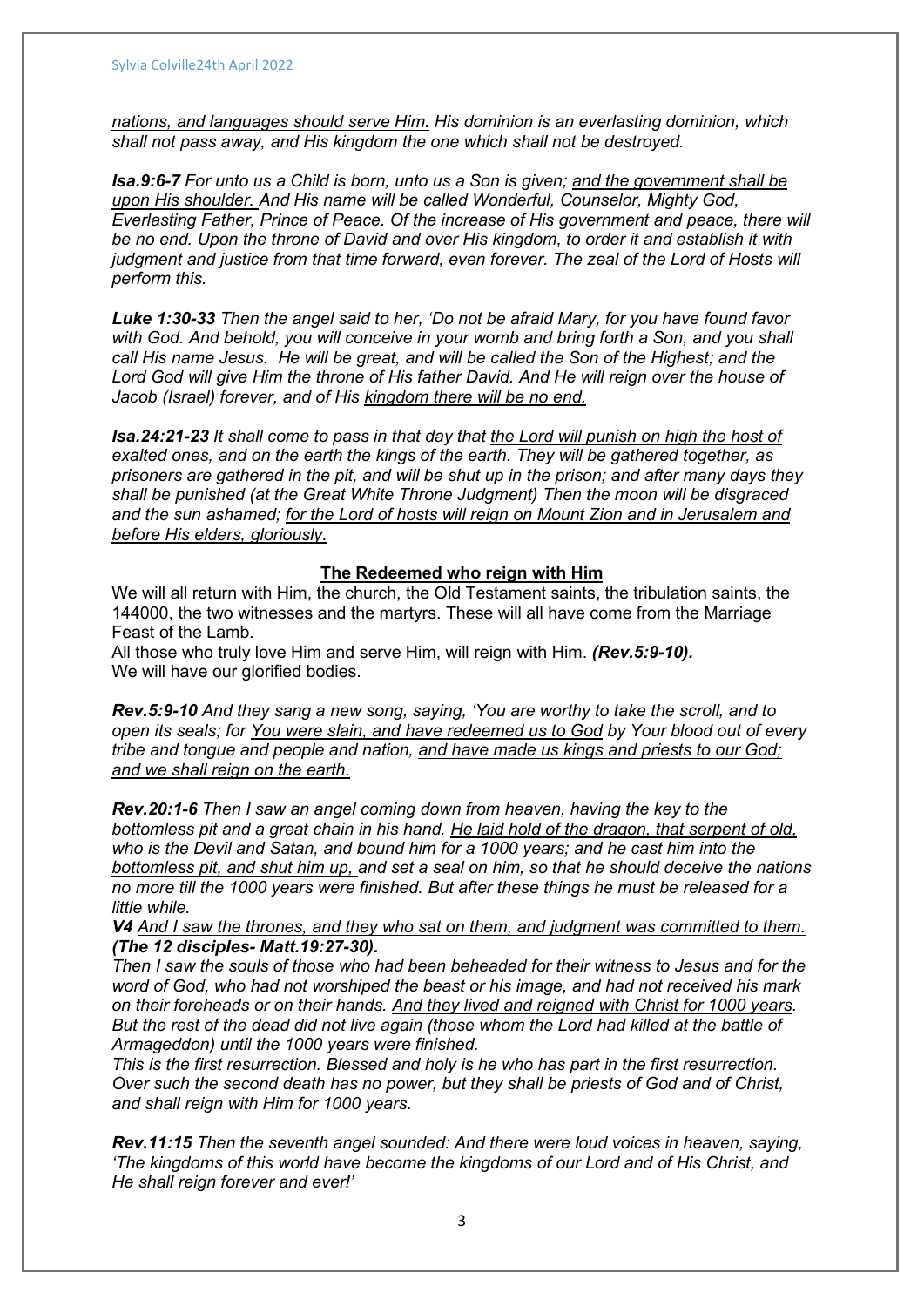*<u>nations, and languages should serve Him.</u> His dominion is an everlasting dominion, which shall not pass away, and His kingdom the one which shall not be destroyed.*

***Isa.9:6-7** For unto us a Child is born, unto us a Son is given; <u>and the government shall be upon His shoulder.</u> And His name will be called Wonderful, Counselor, Mighty God, Everlasting Father, Prince of Peace. Of the increase of His government and peace, there will be no end. Upon the throne of David and over His kingdom, to order it and establish it with judgment and justice from that time forward, even forever. The zeal of the Lord of Hosts will perform this.*

***Luke 1:30-33** Then the angel said to her, 'Do not be afraid Mary, for you have found favor with God. And behold, you will conceive in your womb and bring forth a Son, and you shall call His name Jesus. He will be great, and will be called the Son of the Highest; and the Lord God will give Him the throne of His father David. And He will reign over the house of Jacob (Israel) forever, and of His <u>kingdom there will be no end.</u>*

***Isa.24:21-23** It shall come to pass in that day that <u>the Lord will punish on high the host of exalted ones, and on the earth the kings of the earth.</u> They will be gathered together, as prisoners are gathered in the pit, and will be shut up in the prison; and after many days they shall be punished (at the Great White Throne Judgment) Then the moon will be disgraced and the sun ashamed; <u>for the Lord of hosts will reign on Mount Zion and in Jerusalem and before His elders, gloriously.</u>*

## <u>The Redeemed who reign with Him</u>

We will all return with Him, the church, the Old Testament saints, the tribulation saints, the 144000, the two witnesses and the martyrs. These will all have come from the Marriage Feast of the Lamb.

All those who truly love Him and serve Him, will reign with Him. ***(Rev.5:9-10).***

We will have our glorified bodies.

***Rev.5:9-10** And they sang a new song, saying, 'You are worthy to take the scroll, and to open its seals; for <u>You were slain, and have redeemed us to God</u> by Your blood out of every tribe and tongue and people and nation, <u>and have made us kings and priests to our God; and we shall reign on the earth.</u>*

***Rev.20:1-6** Then I saw an angel coming down from heaven, having the key to the bottomless pit and a great chain in his hand. <u>He laid hold of the dragon, that serpent of old, who is the Devil and Satan, and bound him for a 1000 years; and he cast him into the bottomless pit, and shut him up,</u> and set a seal on him, so that he should deceive the nations no more till the 1000 years were finished. But after these things he must be released for a little while.*

***V4** <u>And I saw the thrones, and they who sat on them, and judgment was committed to them.</u>* ***(The 12 disciples- Matt.19:27-30).***

*Then I saw the souls of those who had been beheaded for their witness to Jesus and for the word of God, who had not worshiped the beast or his image, and had not received his mark on their foreheads or on their hands. <u>And they lived and reigned with Christ for 1000 years.</u> But the rest of the dead did not live again (those whom the Lord had killed at the battle of Armageddon) until the 1000 years were finished.*

*This is the first resurrection. Blessed and holy is he who has part in the first resurrection. Over such the second death has no power, but they shall be priests of God and of Christ, and shall reign with Him for 1000 years.*

***Rev.11:15** Then the seventh angel sounded: And there were loud voices in heaven, saying, 'The kingdoms of this world have become the kingdoms of our Lord and of His Christ, and He shall reign forever and ever!'*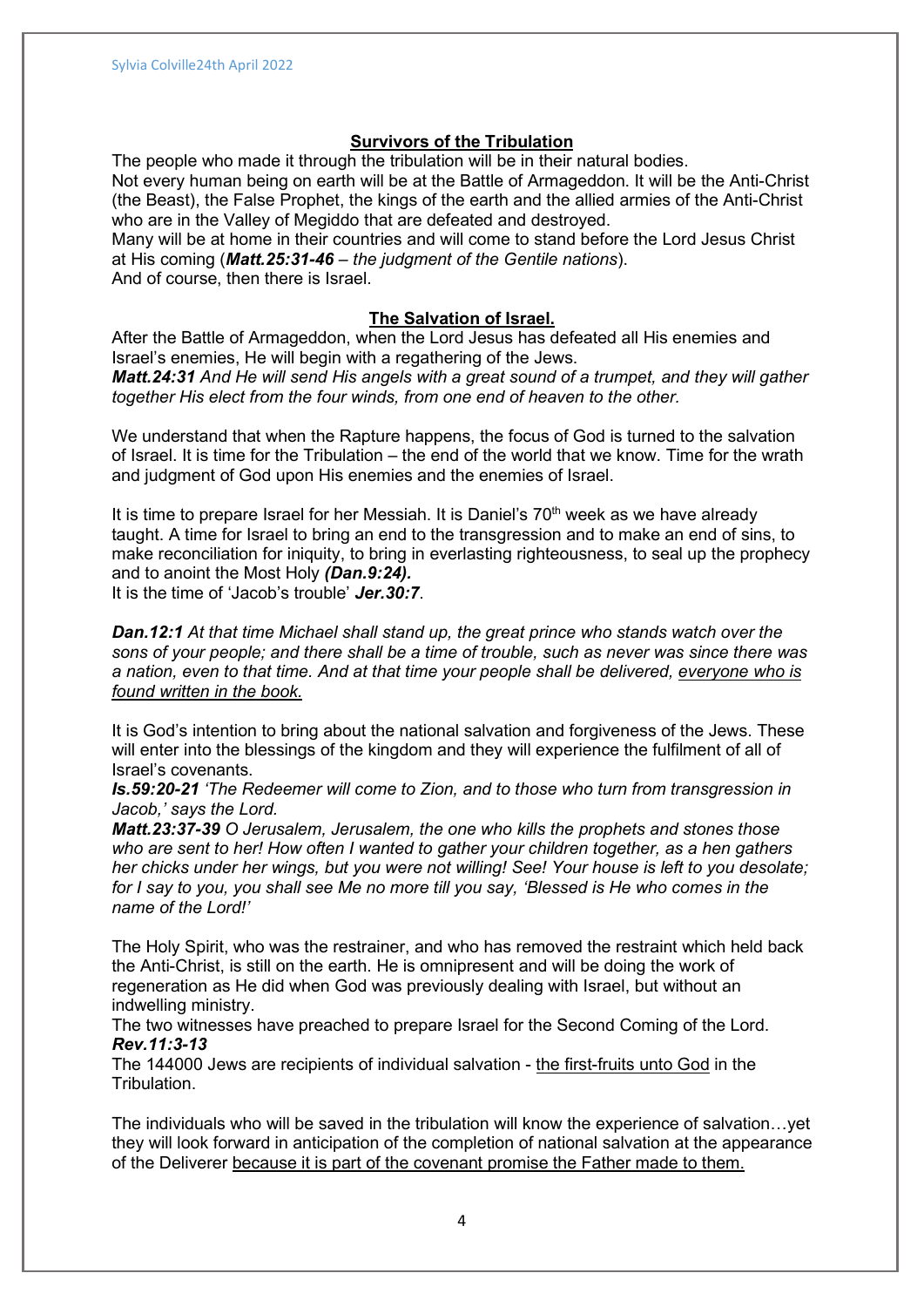## **Survivors of the Tribulation**

The people who made it through the tribulation will be in their natural bodies.
Not every human being on earth will be at the Battle of Armageddon. It will be the Anti-Christ (the Beast), the False Prophet, the kings of the earth and the allied armies of the Anti-Christ who are in the Valley of Megiddo that are defeated and destroyed.
Many will be at home in their countries and will come to stand before the Lord Jesus Christ at His coming (***Matt.25:31-46*** – *the judgment of the Gentile nations*).
And of course, then there is Israel.

## **The Salvation of Israel.**

After the Battle of Armageddon, when the Lord Jesus has defeated all His enemies and Israel's enemies, He will begin with a regathering of the Jews.
***Matt.24:31*** *And He will send His angels with a great sound of a trumpet, and they will gather together His elect from the four winds, from one end of heaven to the other.*

We understand that when the Rapture happens, the focus of God is turned to the salvation of Israel. It is time for the Tribulation – the end of the world that we know. Time for the wrath and judgment of God upon His enemies and the enemies of Israel.

It is time to prepare Israel for her Messiah. It is Daniel's 70th week as we have already taught. A time for Israel to bring an end to the transgression and to make an end of sins, to make reconciliation for iniquity, to bring in everlasting righteousness, to seal up the prophecy and to anoint the Most Holy ***(Dan.9:24).***
It is the time of 'Jacob's trouble' ***Jer.30:7***.

***Dan.12:1*** *At that time Michael shall stand up, the great prince who stands watch over the sons of your people; and there shall be a time of trouble, such as never was since there was a nation, even to that time. And at that time your people shall be delivered, <u>everyone who is found written in the book.</u>*

It is God's intention to bring about the national salvation and forgiveness of the Jews. These will enter into the blessings of the kingdom and they will experience the fulfilment of all of Israel's covenants.
***Is.59:20-21*** *'The Redeemer will come to Zion, and to those who turn from transgression in Jacob,' says the Lord.*
***Matt.23:37-39*** *O Jerusalem, Jerusalem, the one who kills the prophets and stones those who are sent to her! How often I wanted to gather your children together, as a hen gathers her chicks under her wings, but you were not willing! See! Your house is left to you desolate; for I say to you, you shall see Me no more till you say, 'Blessed is He who comes in the name of the Lord!'*

The Holy Spirit, who was the restrainer, and who has removed the restraint which held back the Anti-Christ, is still on the earth. He is omnipresent and will be doing the work of regeneration as He did when God was previously dealing with Israel, but without an indwelling ministry.
The two witnesses have preached to prepare Israel for the Second Coming of the Lord.
***Rev.11:3-13***
The 144000 Jews are recipients of individual salvation - <u>the first-fruits unto God</u> in the Tribulation.

The individuals who will be saved in the tribulation will know the experience of salvation…yet they will look forward in anticipation of the completion of national salvation at the appearance of the Deliverer <u>because it is part of the covenant promise the Father made to them.</u>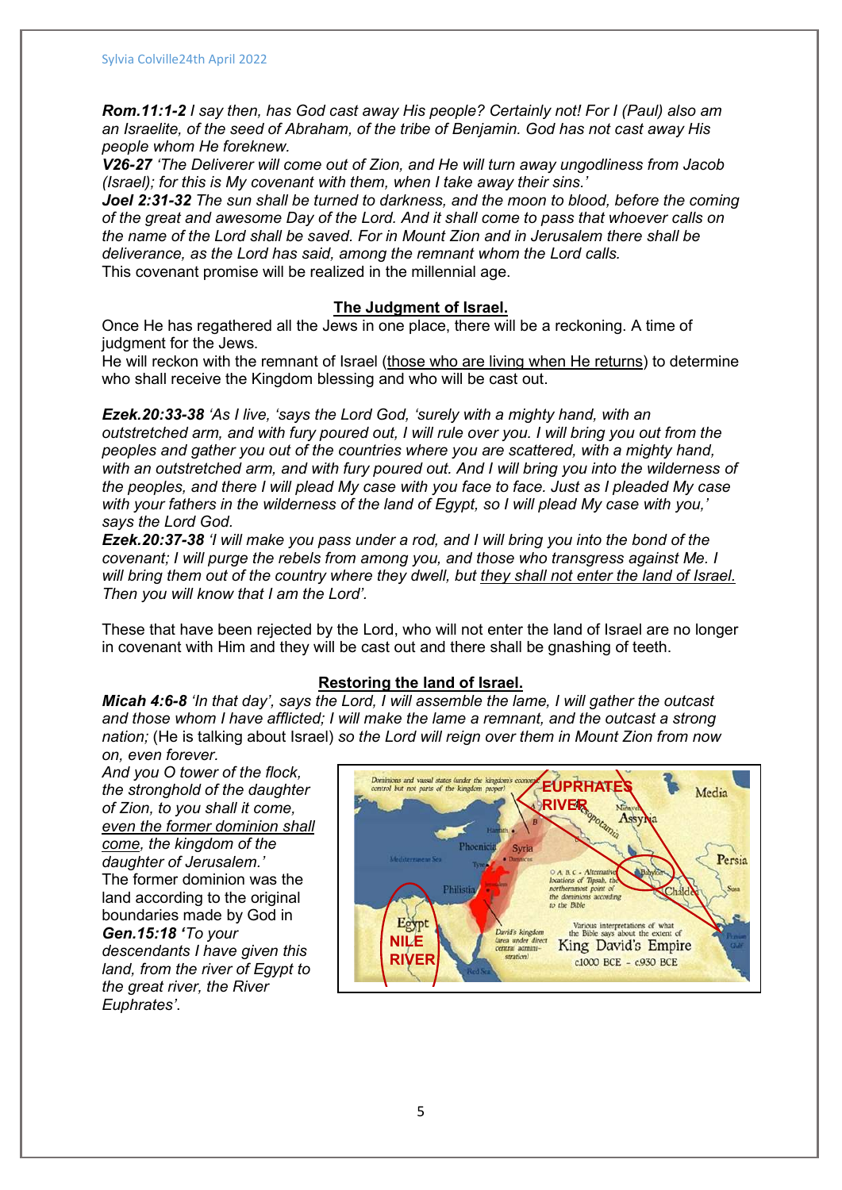***Rom.11:1-2*** *I say then, has God cast away His people? Certainly not! For I (Paul) also am an Israelite, of the seed of Abraham, of the tribe of Benjamin. God has not cast away His people whom He foreknew.*
***V26-27*** *'The Deliverer will come out of Zion, and He will turn away ungodliness from Jacob (Israel); for this is My covenant with them, when I take away their sins.'*
***Joel 2:31-32*** *The sun shall be turned to darkness, and the moon to blood, before the coming of the great and awesome Day of the Lord. And it shall come to pass that whoever calls on the name of the Lord shall be saved. For in Mount Zion and in Jerusalem there shall be deliverance, as the Lord has said, among the remnant whom the Lord calls.*
This covenant promise will be realized in the millennial age.

## The Judgment of Israel.

Once He has regathered all the Jews in one place, there will be a reckoning. A time of judgment for the Jews.
He will reckon with the remnant of Israel (<u>those who are living when He returns</u>) to determine who shall receive the Kingdom blessing and who will be cast out.

***Ezek.20:33-38*** *'As I live, 'says the Lord God, 'surely with a mighty hand, with an outstretched arm, and with fury poured out, I will rule over you. I will bring you out from the peoples and gather you out of the countries where you are scattered, with a mighty hand, with an outstretched arm, and with fury poured out. And I will bring you into the wilderness of the peoples, and there I will plead My case with you face to face. Just as I pleaded My case with your fathers in the wilderness of the land of Egypt, so I will plead My case with you,' says the Lord God.*
***Ezek.20:37-38*** *'I will make you pass under a rod, and I will bring you into the bond of the covenant; I will purge the rebels from among you, and those who transgress against Me. I will bring them out of the country where they dwell, but <u>they shall not enter the land of Israel.</u> Then you will know that I am the Lord'.*

These that have been rejected by the Lord, who will not enter the land of Israel are no longer in covenant with Him and they will be cast out and there shall be gnashing of teeth.

## Restoring the land of Israel.

***Micah 4:6-8*** *'In that day', says the Lord, I will assemble the lame, I will gather the outcast and those whom I have afflicted; I will make the lame a remnant, and the outcast a strong nation;* (He is talking about Israel) *so the Lord will reign over them in Mount Zion from now on, even forever.*
*And you O tower of the flock, the stronghold of the daughter of Zion, to you shall it come, <u>even the former dominion shall come</u>, the kingdom of the daughter of Jerusalem.'*
The former dominion was the land according to the original boundaries made by God in ***Gen.15:18 '****To your descendants I have given this land, from the river of Egypt to the great river, the River Euphrates'*.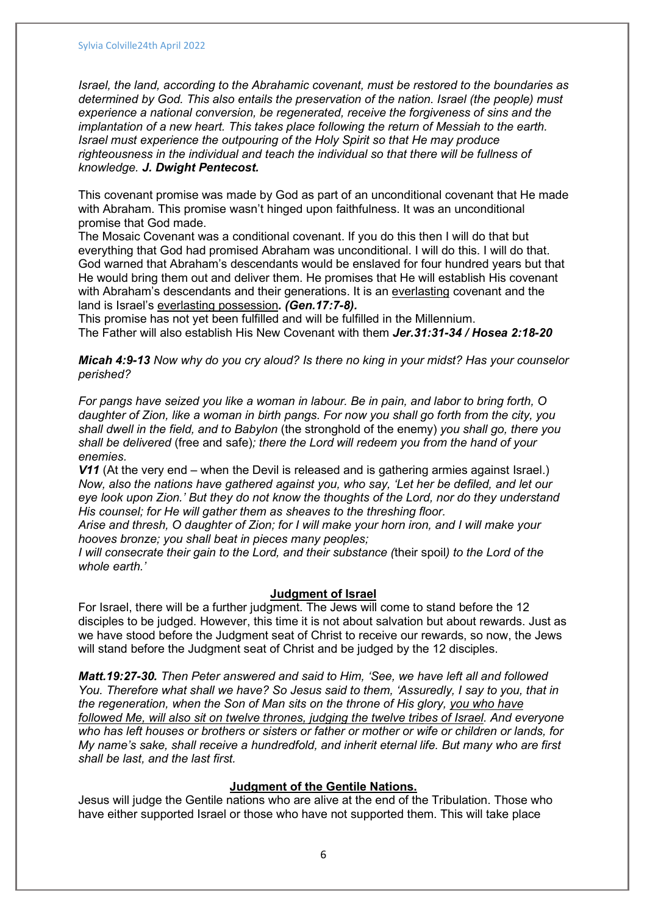*Israel, the land, according to the Abrahamic covenant, must be restored to the boundaries as determined by God. This also entails the preservation of the nation. Israel (the people) must experience a national conversion, be regenerated, receive the forgiveness of sins and the implantation of a new heart. This takes place following the return of Messiah to the earth. Israel must experience the outpouring of the Holy Spirit so that He may produce righteousness in the individual and teach the individual so that there will be fullness of knowledge.* ***J. Dwight Pentecost.***

This covenant promise was made by God as part of an unconditional covenant that He made with Abraham. This promise wasn't hinged upon faithfulness. It was an unconditional promise that God made.
The Mosaic Covenant was a conditional covenant. If you do this then I will do that but everything that God had promised Abraham was unconditional. I will do this. I will do that. God warned that Abraham's descendants would be enslaved for four hundred years but that He would bring them out and deliver them. He promises that He will establish His covenant with Abraham's descendants and their generations. It is an <u>everlasting</u> covenant and the land is Israel's <u>everlasting possession</u>*.* ***(Gen.17:7-8).***
This promise has not yet been fulfilled and will be fulfilled in the Millennium.
The Father will also establish His New Covenant with them ***Jer.31:31-34 / Hosea 2:18-20***

***Micah 4:9-13*** *Now why do you cry aloud? Is there no king in your midst? Has your counselor perished?*

*For pangs have seized you like a woman in labour. Be in pain, and labor to bring forth, O daughter of Zion, like a woman in birth pangs. For now you shall go forth from the city, you shall dwell in the field, and to Babylon* (the stronghold of the enemy) *you shall go, there you shall be delivered* (free and safe)*; there the Lord will redeem you from the hand of your enemies.*
***V11*** (At the very end – when the Devil is released and is gathering armies against Israel.) *Now, also the nations have gathered against you, who say, 'Let her be defiled, and let our eye look upon Zion.' But they do not know the thoughts of the Lord, nor do they understand His counsel; for He will gather them as sheaves to the threshing floor.*
*Arise and thresh, O daughter of Zion; for I will make your horn iron, and I will make your hooves bronze; you shall beat in pieces many peoples;*
*I will consecrate their gain to the Lord, and their substance (*their spoil*) to the Lord of the whole earth.'*

## <u>Judgment of Israel</u>

For Israel, there will be a further judgment. The Jews will come to stand before the 12 disciples to be judged. However, this time it is not about salvation but about rewards. Just as we have stood before the Judgment seat of Christ to receive our rewards, so now, the Jews will stand before the Judgment seat of Christ and be judged by the 12 disciples.

***Matt.19:27-30.*** *Then Peter answered and said to Him, 'See, we have left all and followed You. Therefore what shall we have? So Jesus said to them, 'Assuredly, I say to you, that in the regeneration, when the Son of Man sits on the throne of His glory, <u>you who have followed Me, will also sit on twelve thrones, judging the twelve tribes of Israel</u>. And everyone who has left houses or brothers or sisters or father or mother or wife or children or lands, for My name's sake, shall receive a hundredfold, and inherit eternal life. But many who are first shall be last, and the last first.*

## <u>Judgment of the Gentile Nations.</u>

Jesus will judge the Gentile nations who are alive at the end of the Tribulation. Those who have either supported Israel or those who have not supported them. This will take place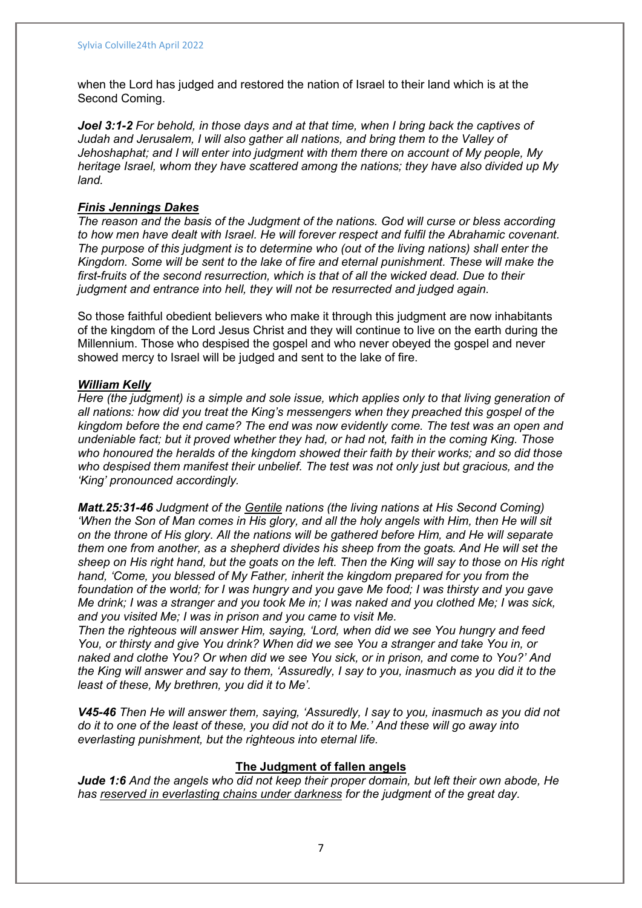when the Lord has judged and restored the nation of Israel to their land which is at the Second Coming.

***Joel 3:1-2*** *For behold, in those days and at that time, when I bring back the captives of Judah and Jerusalem, I will also gather all nations, and bring them to the Valley of Jehoshaphat; and I will enter into judgment with them there on account of My people, My heritage Israel, whom they have scattered among the nations; they have also divided up My land.*

***Finis Jennings Dakes***

*The reason and the basis of the Judgment of the nations. God will curse or bless according to how men have dealt with Israel. He will forever respect and fulfil the Abrahamic covenant. The purpose of this judgment is to determine who (out of the living nations) shall enter the Kingdom. Some will be sent to the lake of fire and eternal punishment. These will make the first-fruits of the second resurrection, which is that of all the wicked dead. Due to their judgment and entrance into hell, they will not be resurrected and judged again.*

So those faithful obedient believers who make it through this judgment are now inhabitants of the kingdom of the Lord Jesus Christ and they will continue to live on the earth during the Millennium. Those who despised the gospel and who never obeyed the gospel and never showed mercy to Israel will be judged and sent to the lake of fire.

***William Kelly***

*Here (the judgment) is a simple and sole issue, which applies only to that living generation of all nations: how did you treat the King's messengers when they preached this gospel of the kingdom before the end came? The end was now evidently come. The test was an open and undeniable fact; but it proved whether they had, or had not, faith in the coming King. Those who honoured the heralds of the kingdom showed their faith by their works; and so did those who despised them manifest their unbelief. The test was not only just but gracious, and the 'King' pronounced accordingly.*

***Matt.25:31-46*** *Judgment of the Gentile nations (the living nations at His Second Coming) 'When the Son of Man comes in His glory, and all the holy angels with Him, then He will sit on the throne of His glory. All the nations will be gathered before Him, and He will separate them one from another, as a shepherd divides his sheep from the goats. And He will set the sheep on His right hand, but the goats on the left. Then the King will say to those on His right hand, 'Come, you blessed of My Father, inherit the kingdom prepared for you from the foundation of the world; for I was hungry and you gave Me food; I was thirsty and you gave Me drink; I was a stranger and you took Me in; I was naked and you clothed Me; I was sick, and you visited Me; I was in prison and you came to visit Me.*
*Then the righteous will answer Him, saying, 'Lord, when did we see You hungry and feed You, or thirsty and give You drink? When did we see You a stranger and take You in, or naked and clothe You? Or when did we see You sick, or in prison, and come to You?' And the King will answer and say to them, 'Assuredly, I say to you, inasmuch as you did it to the least of these, My brethren, you did it to Me'.*

***V45-46*** *Then He will answer them, saying, 'Assuredly, I say to you, inasmuch as you did not do it to one of the least of these, you did not do it to Me.' And these will go away into everlasting punishment, but the righteous into eternal life.*

## The Judgment of fallen angels

***Jude 1:6*** *And the angels who did not keep their proper domain, but left their own abode, He has reserved in everlasting chains under darkness for the judgment of the great day.*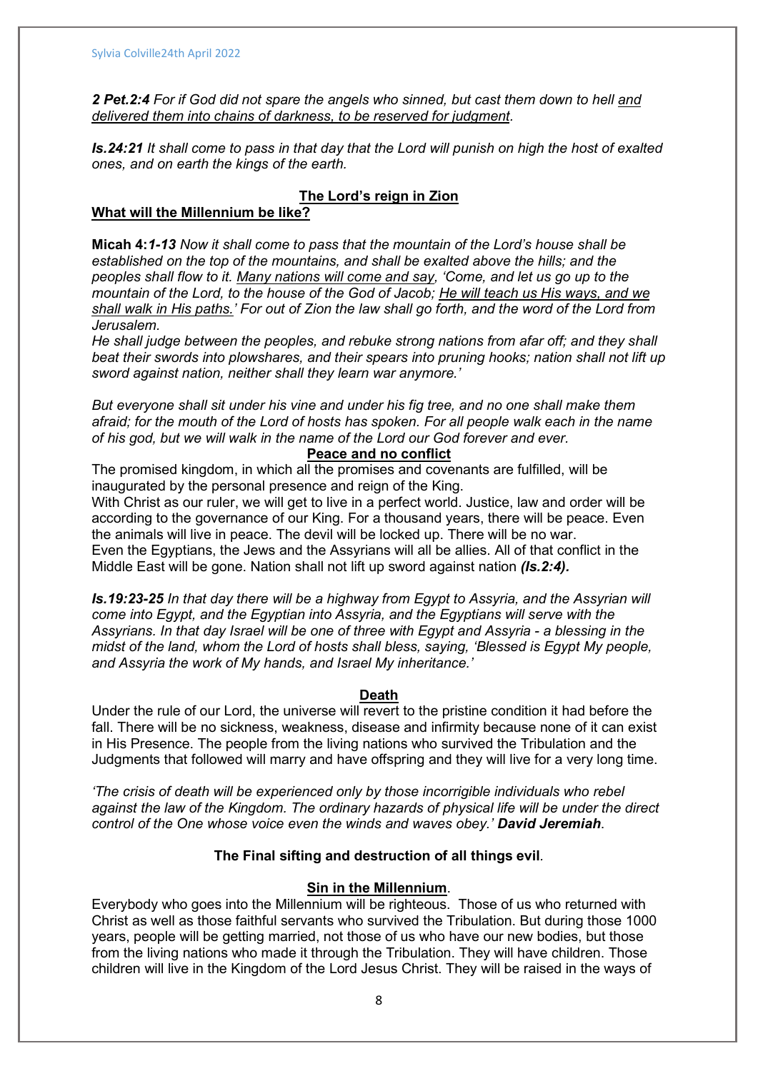***2 Pet.2:4*** *For if God did not spare the angels who sinned, but cast them down to hell <u>and delivered them into chains of darkness, to be reserved for judgment</u>.*

***Is.24:21*** *It shall come to pass in that day that the Lord will punish on high the host of exalted ones, and on earth the kings of the earth.*

## <u>The Lord's reign in Zion</u>

### <u>What will the Millennium be like?</u>

**Micah 4:*1-13*** *Now it shall come to pass that the mountain of the Lord's house shall be established on the top of the mountains, and shall be exalted above the hills; and the peoples shall flow to it. <u>Many nations will come and say</u>, 'Come, and let us go up to the mountain of the Lord, to the house of the God of Jacob; <u>He will teach us His ways, and we shall walk in His paths.</u>' For out of Zion the law shall go forth, and the word of the Lord from Jerusalem.*
*He shall judge between the peoples, and rebuke strong nations from afar off; and they shall beat their swords into plowshares, and their spears into pruning hooks; nation shall not lift up sword against nation, neither shall they learn war anymore.'*

*But everyone shall sit under his vine and under his fig tree, and no one shall make them afraid; for the mouth of the Lord of hosts has spoken. For all people walk each in the name of his god, but we will walk in the name of the Lord our God forever and ever.*

### <u>Peace and no conflict</u>

The promised kingdom, in which all the promises and covenants are fulfilled, will be inaugurated by the personal presence and reign of the King.
With Christ as our ruler, we will get to live in a perfect world. Justice, law and order will be according to the governance of our King. For a thousand years, there will be peace. Even the animals will live in peace. The devil will be locked up. There will be no war.
Even the Egyptians, the Jews and the Assyrians will all be allies. All of that conflict in the Middle East will be gone. Nation shall not lift up sword against nation ***(Is.2:4).***

***Is.19:23-25*** *In that day there will be a highway from Egypt to Assyria, and the Assyrian will come into Egypt, and the Egyptian into Assyria, and the Egyptians will serve with the Assyrians. In that day Israel will be one of three with Egypt and Assyria - a blessing in the midst of the land, whom the Lord of hosts shall bless, saying, 'Blessed is Egypt My people, and Assyria the work of My hands, and Israel My inheritance.'*

### <u>Death</u>

Under the rule of our Lord, the universe will revert to the pristine condition it had before the fall. There will be no sickness, weakness, disease and infirmity because none of it can exist in His Presence. The people from the living nations who survived the Tribulation and the Judgments that followed will marry and have offspring and they will live for a very long time.

*'The crisis of death will be experienced only by those incorrigible individuals who rebel against the law of the Kingdom. The ordinary hazards of physical life will be under the direct control of the One whose voice even the winds and waves obey.'* ***David Jeremiah***.

## The Final sifting and destruction of all things evil.

### <u>Sin in the Millennium</u>.

Everybody who goes into the Millennium will be righteous. Those of us who returned with Christ as well as those faithful servants who survived the Tribulation. But during those 1000 years, people will be getting married, not those of us who have our new bodies, but those from the living nations who made it through the Tribulation. They will have children. Those children will live in the Kingdom of the Lord Jesus Christ. They will be raised in the ways of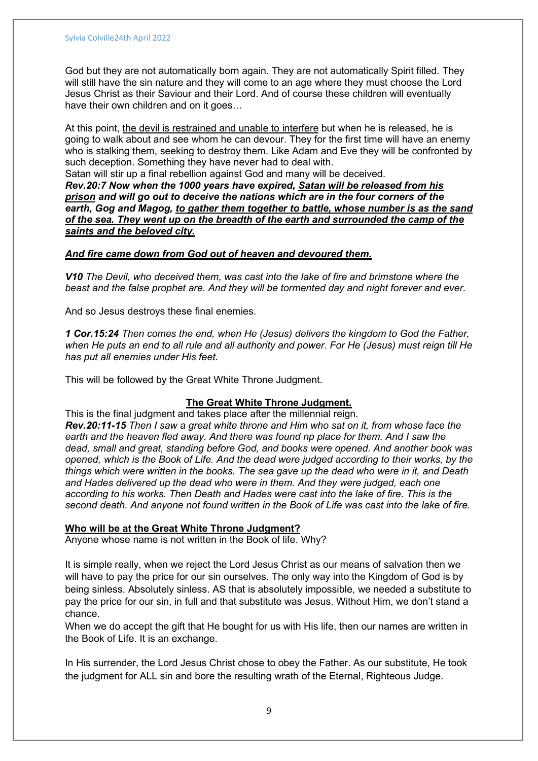God but they are not automatically born again. They are not automatically Spirit filled. They will still have the sin nature and they will come to an age where they must choose the Lord Jesus Christ as their Saviour and their Lord. And of course these children will eventually have their own children and on it goes…

At this point, <u>the devil is restrained and unable to interfere</u> but when he is released, he is going to walk about and see whom he can devour. They for the first time will have an enemy who is stalking them, seeking to destroy them. Like Adam and Eve they will be confronted by such deception. Something they have never had to deal with.
Satan will stir up a final rebellion against God and many will be deceived.
***Rev.20:7 Now when the 1000 years have expired, <u>Satan will be released from his prison</u> and will go out to deceive the nations which are in the four corners of the earth, Gog and Magog, <u>to gather them together to battle, whose number is as the sand of the sea. They went up on the breadth of the earth and surrounded the camp of the saints and the beloved city.</u>***

***<u>And fire came down from God out of heaven and devoured them.</u>***

***V10*** *The Devil, who deceived them, was cast into the lake of fire and brimstone where the beast and the false prophet are. And they will be tormented day and night forever and ever.*

And so Jesus destroys these final enemies.

***1 Cor.15:24*** *Then comes the end, when He (Jesus) delivers the kingdom to God the Father, when He puts an end to all rule and all authority and power. For He (Jesus) must reign till He has put all enemies under His feet.*

This will be followed by the Great White Throne Judgment.

## <u>The Great White Throne Judgment.</u>

This is the final judgment and takes place after the millennial reign.
***Rev.20:11-15*** *Then I saw a great white throne and Him who sat on it, from whose face the earth and the heaven fled away. And there was found np place for them. And I saw the dead, small and great, standing before God, and books were opened. And another book was opened, which is the Book of Life. And the dead were judged according to their works, by the things which were written in the books. The sea gave up the dead who were in it, and Death and Hades delivered up the dead who were in them. And they were judged, each one according to his works. Then Death and Hades were cast into the lake of fire. This is the second death. And anyone not found written in the Book of Life was cast into the lake of fire.*

**<u>Who will be at the Great White Throne Judgment?</u>**
Anyone whose name is not written in the Book of life. Why?

It is simple really, when we reject the Lord Jesus Christ as our means of salvation then we will have to pay the price for our sin ourselves. The only way into the Kingdom of God is by being sinless. Absolutely sinless. AS that is absolutely impossible, we needed a substitute to pay the price for our sin, in full and that substitute was Jesus. Without Him, we don't stand a chance.
When we do accept the gift that He bought for us with His life, then our names are written in the Book of Life. It is an exchange.

In His surrender, the Lord Jesus Christ chose to obey the Father. As our substitute, He took the judgment for ALL sin and bore the resulting wrath of the Eternal, Righteous Judge.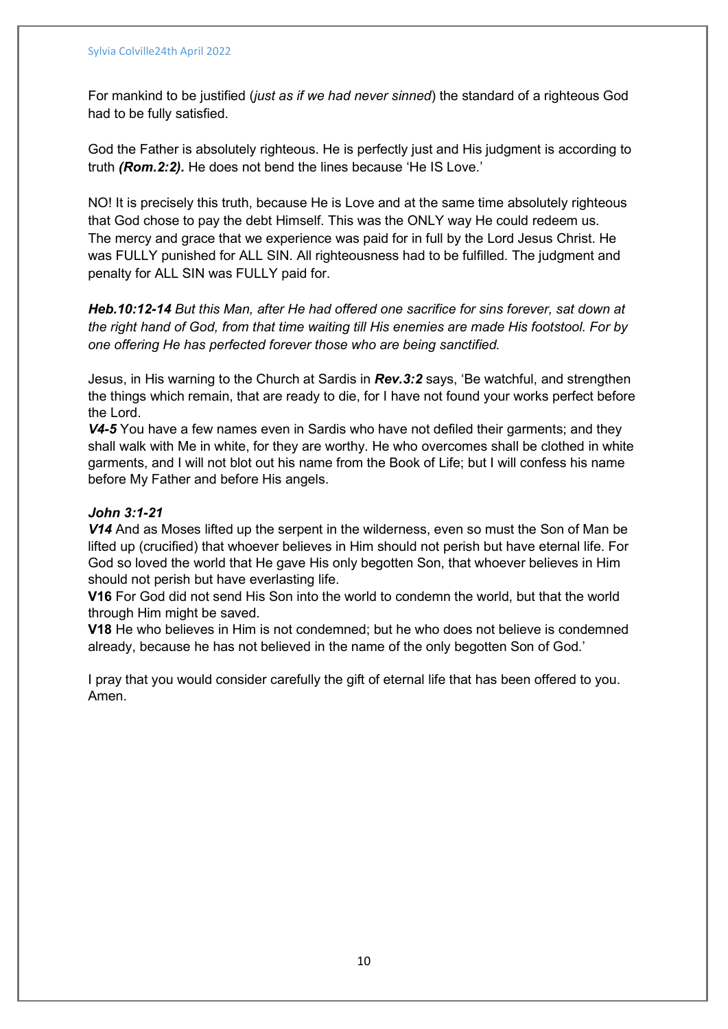For mankind to be justified (*just as if we had never sinned*) the standard of a righteous God had to be fully satisfied.

God the Father is absolutely righteous. He is perfectly just and His judgment is according to truth ***(Rom.2:2).*** He does not bend the lines because 'He IS Love.'

NO! It is precisely this truth, because He is Love and at the same time absolutely righteous that God chose to pay the debt Himself. This was the ONLY way He could redeem us. The mercy and grace that we experience was paid for in full by the Lord Jesus Christ. He was FULLY punished for ALL SIN. All righteousness had to be fulfilled. The judgment and penalty for ALL SIN was FULLY paid for.

***Heb.10:12-14*** *But this Man, after He had offered one sacrifice for sins forever, sat down at the right hand of God, from that time waiting till His enemies are made His footstool. For by one offering He has perfected forever those who are being sanctified.*

Jesus, in His warning to the Church at Sardis in ***Rev.3:2*** says, 'Be watchful, and strengthen the things which remain, that are ready to die, for I have not found your works perfect before the Lord.
***V4-5*** You have a few names even in Sardis who have not defiled their garments; and they shall walk with Me in white, for they are worthy. He who overcomes shall be clothed in white garments, and I will not blot out his name from the Book of Life; but I will confess his name before My Father and before His angels.

***John 3:1-21***
***V14*** And as Moses lifted up the serpent in the wilderness, even so must the Son of Man be lifted up (crucified) that whoever believes in Him should not perish but have eternal life. For God so loved the world that He gave His only begotten Son, that whoever believes in Him should not perish but have everlasting life.
**V16** For God did not send His Son into the world to condemn the world, but that the world through Him might be saved.
**V18** He who believes in Him is not condemned; but he who does not believe is condemned already, because he has not believed in the name of the only begotten Son of God.'

I pray that you would consider carefully the gift of eternal life that has been offered to you. Amen.